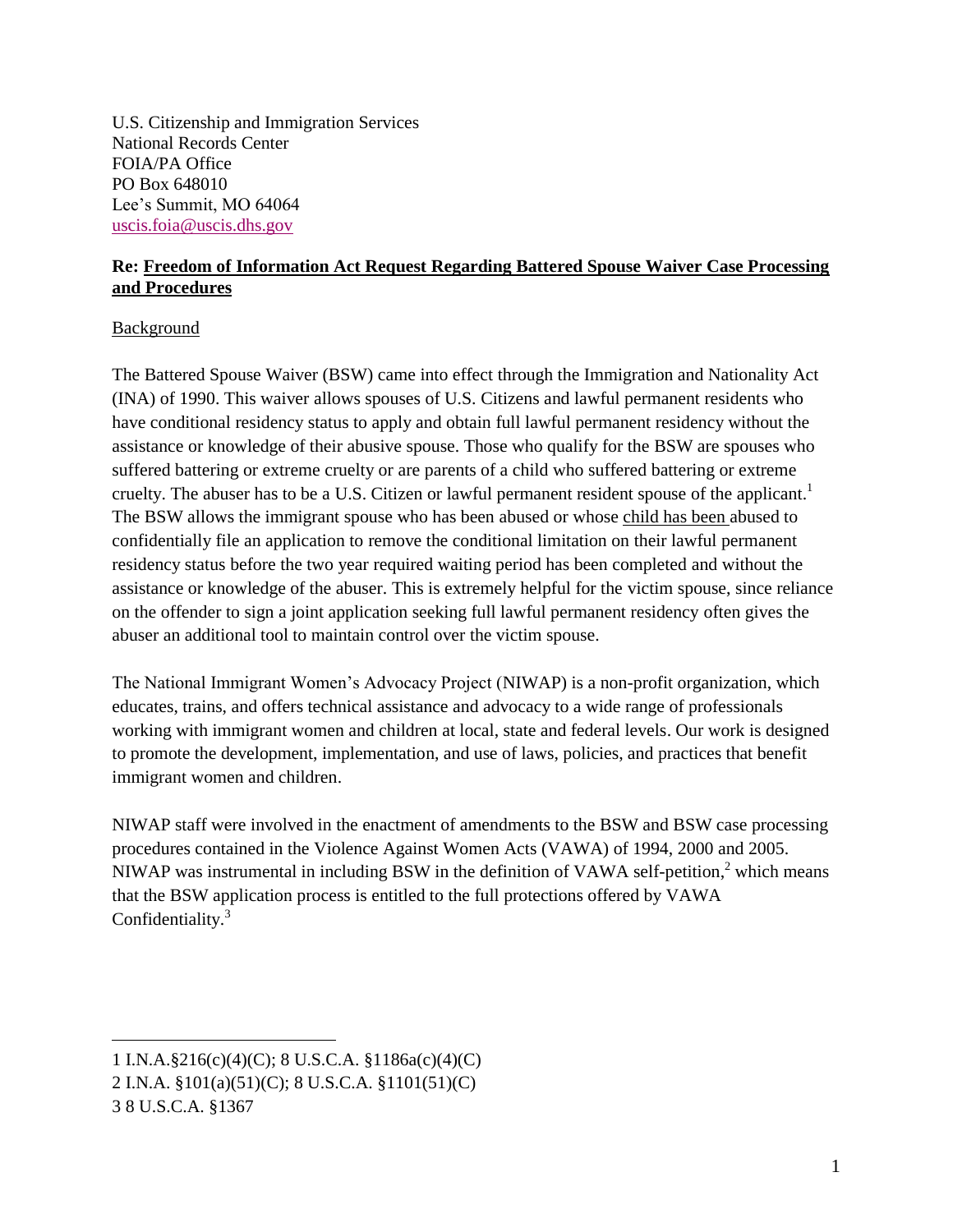U.S. Citizenship and Immigration Services
National Records Center
FOIA/PA Office
PO Box 648010
Lee's Summit, MO 64064
uscis.foia@uscis.dhs.gov

**Re: Freedom of Information Act Request Regarding Battered Spouse Waiver Case Processing and Procedures**

Background

The Battered Spouse Waiver (BSW) came into effect through the Immigration and Nationality Act (INA) of 1990. This waiver allows spouses of U.S. Citizens and lawful permanent residents who have conditional residency status to apply and obtain full lawful permanent residency without the assistance or knowledge of their abusive spouse. Those who qualify for the BSW are spouses who suffered battering or extreme cruelty or are parents of a child who suffered battering or extreme cruelty. The abuser has to be a U.S. Citizen or lawful permanent resident spouse of the applicant.[1] The BSW allows the immigrant spouse who has been abused or whose child has been abused to confidentially file an application to remove the conditional limitation on their lawful permanent residency status before the two year required waiting period has been completed and without the assistance or knowledge of the abuser. This is extremely helpful for the victim spouse, since reliance on the offender to sign a joint application seeking full lawful permanent residency often gives the abuser an additional tool to maintain control over the victim spouse.

The National Immigrant Women's Advocacy Project (NIWAP) is a non-profit organization, which educates, trains, and offers technical assistance and advocacy to a wide range of professionals working with immigrant women and children at local, state and federal levels. Our work is designed to promote the development, implementation, and use of laws, policies, and practices that benefit immigrant women and children.

NIWAP staff were involved in the enactment of amendments to the BSW and BSW case processing procedures contained in the Violence Against Women Acts (VAWA) of 1994, 2000 and 2005. NIWAP was instrumental in including BSW in the definition of VAWA self-petition,[2] which means that the BSW application process is entitled to the full protections offered by VAWA Confidentiality.[3]

---

1 I.N.A.§216(c)(4)(C); 8 U.S.C.A. §1186a(c)(4)(C)
2 I.N.A. §101(a)(51)(C); 8 U.S.C.A. §1101(51)(C)
3 8 U.S.C.A. §1367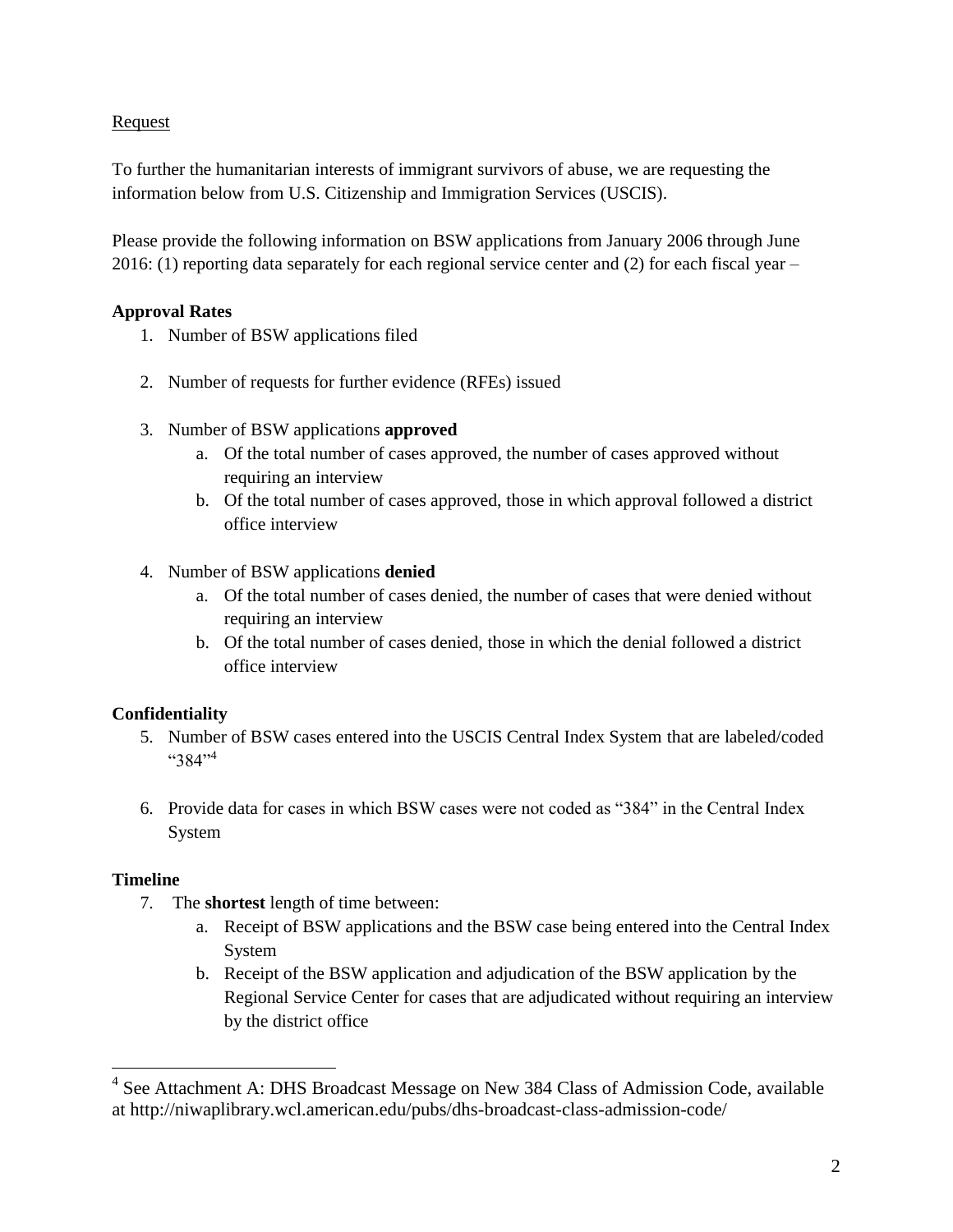Request

To further the humanitarian interests of immigrant survivors of abuse, we are requesting the information below from U.S. Citizenship and Immigration Services (USCIS).

Please provide the following information on BSW applications from January 2006 through June 2016: (1) reporting data separately for each regional service center and (2) for each fiscal year –

**Approval Rates**

1. Number of BSW applications filed

2. Number of requests for further evidence (RFEs) issued

3. Number of BSW applications **approved**
    a. Of the total number of cases approved, the number of cases approved without requiring an interview
    b. Of the total number of cases approved, those in which approval followed a district office interview

4. Number of BSW applications **denied**
    a. Of the total number of cases denied, the number of cases that were denied without requiring an interview
    b. Of the total number of cases denied, those in which the denial followed a district office interview

**Confidentiality**

5. Number of BSW cases entered into the USCIS Central Index System that are labeled/coded "384"[4]

6. Provide data for cases in which BSW cases were not coded as "384" in the Central Index System

**Timeline**

7. The **shortest** length of time between:
    a. Receipt of BSW applications and the BSW case being entered into the Central Index System
    b. Receipt of the BSW application and adjudication of the BSW application by the Regional Service Center for cases that are adjudicated without requiring an interview by the district office

[4] See Attachment A: DHS Broadcast Message on New 384 Class of Admission Code, available at http://niwaplibrary.wcl.american.edu/pubs/dhs-broadcast-class-admission-code/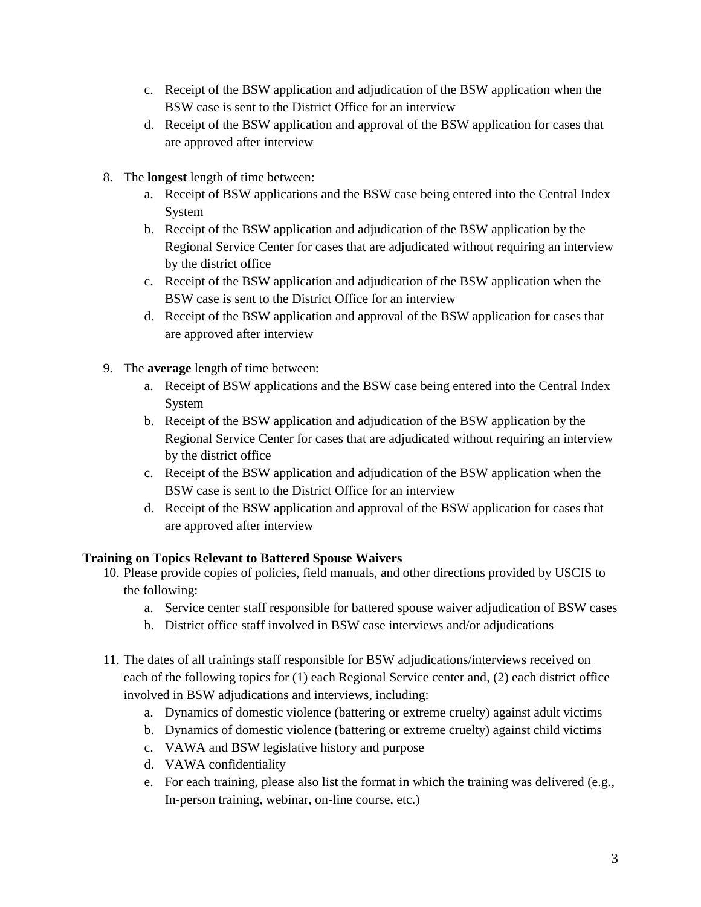c. Receipt of the BSW application and adjudication of the BSW application when the BSW case is sent to the District Office for an interview
   d. Receipt of the BSW application and approval of the BSW application for cases that are approved after interview

8. The **longest** length of time between:
   a. Receipt of BSW applications and the BSW case being entered into the Central Index System
   b. Receipt of the BSW application and adjudication of the BSW application by the Regional Service Center for cases that are adjudicated without requiring an interview by the district office
   c. Receipt of the BSW application and adjudication of the BSW application when the BSW case is sent to the District Office for an interview
   d. Receipt of the BSW application and approval of the BSW application for cases that are approved after interview

9. The **average** length of time between:
   a. Receipt of BSW applications and the BSW case being entered into the Central Index System
   b. Receipt of the BSW application and adjudication of the BSW application by the Regional Service Center for cases that are adjudicated without requiring an interview by the district office
   c. Receipt of the BSW application and adjudication of the BSW application when the BSW case is sent to the District Office for an interview
   d. Receipt of the BSW application and approval of the BSW application for cases that are approved after interview

**Training on Topics Relevant to Battered Spouse Waivers**

10. Please provide copies of policies, field manuals, and other directions provided by USCIS to the following:
    a. Service center staff responsible for battered spouse waiver adjudication of BSW cases
    b. District office staff involved in BSW case interviews and/or adjudications

11. The dates of all trainings staff responsible for BSW adjudications/interviews received on each of the following topics for (1) each Regional Service center and, (2) each district office involved in BSW adjudications and interviews, including:
    a. Dynamics of domestic violence (battering or extreme cruelty) against adult victims
    b. Dynamics of domestic violence (battering or extreme cruelty) against child victims
    c. VAWA and BSW legislative history and purpose
    d. VAWA confidentiality
    e. For each training, please also list the format in which the training was delivered (e.g., In-person training, webinar, on-line course, etc.)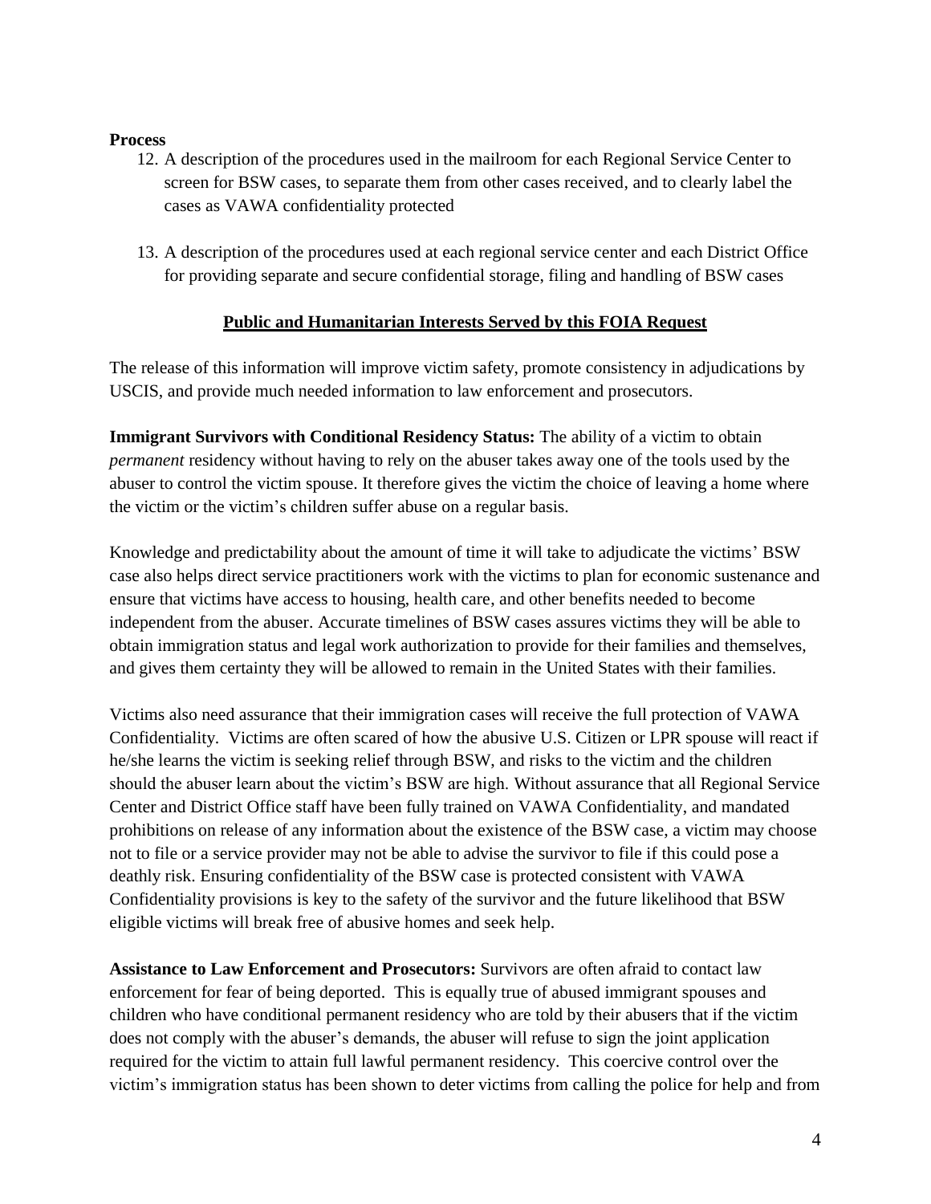**Process**

12. A description of the procedures used in the mailroom for each Regional Service Center to screen for BSW cases, to separate them from other cases received, and to clearly label the cases as VAWA confidentiality protected

13. A description of the procedures used at each regional service center and each District Office for providing separate and secure confidential storage, filing and handling of BSW cases

## Public and Humanitarian Interests Served by this FOIA Request

The release of this information will improve victim safety, promote consistency in adjudications by USCIS, and provide much needed information to law enforcement and prosecutors.

**Immigrant Survivors with Conditional Residency Status:** The ability of a victim to obtain *permanent* residency without having to rely on the abuser takes away one of the tools used by the abuser to control the victim spouse. It therefore gives the victim the choice of leaving a home where the victim or the victim's children suffer abuse on a regular basis.

Knowledge and predictability about the amount of time it will take to adjudicate the victims' BSW case also helps direct service practitioners work with the victims to plan for economic sustenance and ensure that victims have access to housing, health care, and other benefits needed to become independent from the abuser. Accurate timelines of BSW cases assures victims they will be able to obtain immigration status and legal work authorization to provide for their families and themselves, and gives them certainty they will be allowed to remain in the United States with their families.

Victims also need assurance that their immigration cases will receive the full protection of VAWA Confidentiality. Victims are often scared of how the abusive U.S. Citizen or LPR spouse will react if he/she learns the victim is seeking relief through BSW, and risks to the victim and the children should the abuser learn about the victim's BSW are high. Without assurance that all Regional Service Center and District Office staff have been fully trained on VAWA Confidentiality, and mandated prohibitions on release of any information about the existence of the BSW case, a victim may choose not to file or a service provider may not be able to advise the survivor to file if this could pose a deathly risk. Ensuring confidentiality of the BSW case is protected consistent with VAWA Confidentiality provisions is key to the safety of the survivor and the future likelihood that BSW eligible victims will break free of abusive homes and seek help.

**Assistance to Law Enforcement and Prosecutors:** Survivors are often afraid to contact law enforcement for fear of being deported. This is equally true of abused immigrant spouses and children who have conditional permanent residency who are told by their abusers that if the victim does not comply with the abuser's demands, the abuser will refuse to sign the joint application required for the victim to attain full lawful permanent residency. This coercive control over the victim's immigration status has been shown to deter victims from calling the police for help and from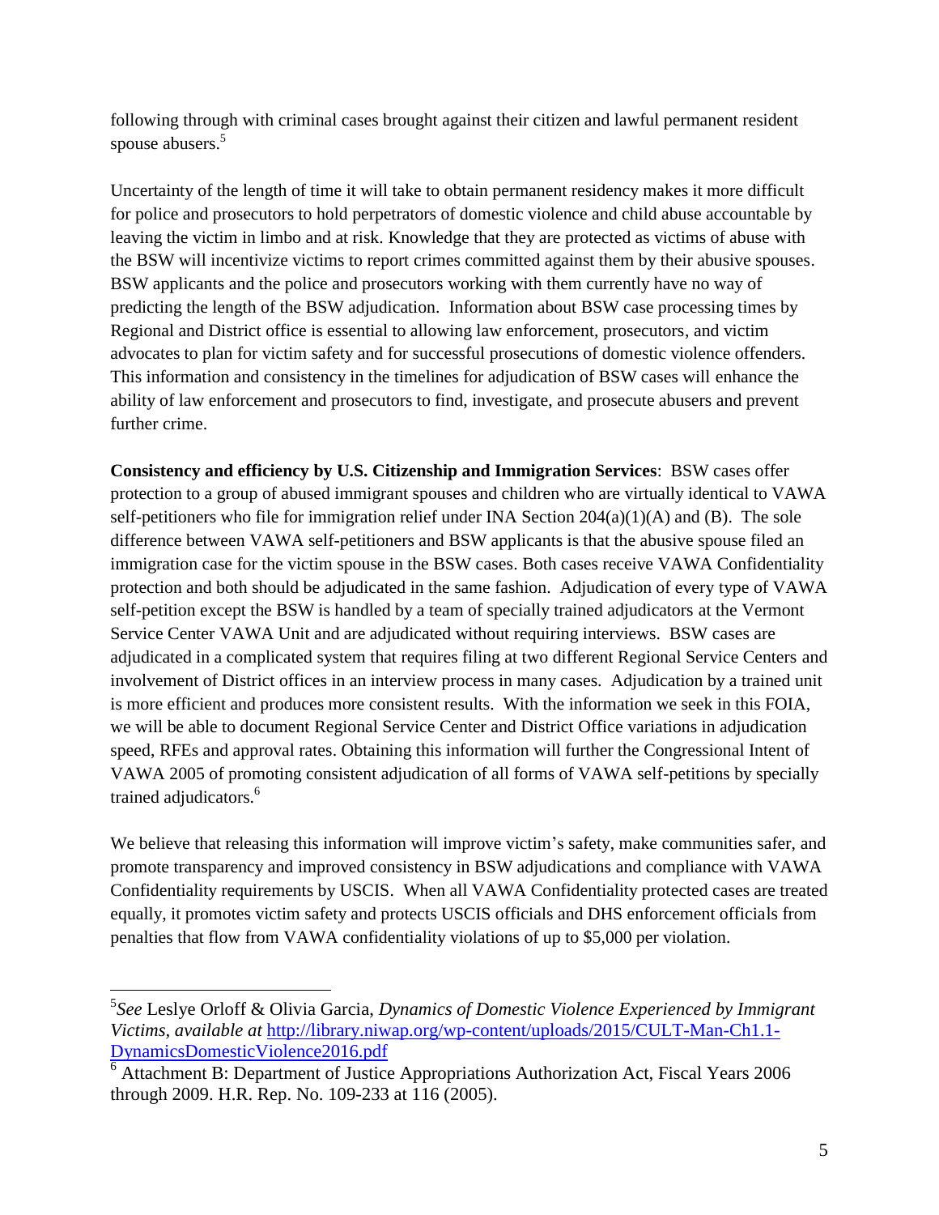following through with criminal cases brought against their citizen and lawful permanent resident spouse abusers.[5]

Uncertainty of the length of time it will take to obtain permanent residency makes it more difficult for police and prosecutors to hold perpetrators of domestic violence and child abuse accountable by leaving the victim in limbo and at risk. Knowledge that they are protected as victims of abuse with the BSW will incentivize victims to report crimes committed against them by their abusive spouses. BSW applicants and the police and prosecutors working with them currently have no way of predicting the length of the BSW adjudication. Information about BSW case processing times by Regional and District office is essential to allowing law enforcement, prosecutors, and victim advocates to plan for victim safety and for successful prosecutions of domestic violence offenders. This information and consistency in the timelines for adjudication of BSW cases will enhance the ability of law enforcement and prosecutors to find, investigate, and prosecute abusers and prevent further crime.

**Consistency and efficiency by U.S. Citizenship and Immigration Services**: BSW cases offer protection to a group of abused immigrant spouses and children who are virtually identical to VAWA self-petitioners who file for immigration relief under INA Section 204(a)(1)(A) and (B). The sole difference between VAWA self-petitioners and BSW applicants is that the abusive spouse filed an immigration case for the victim spouse in the BSW cases. Both cases receive VAWA Confidentiality protection and both should be adjudicated in the same fashion. Adjudication of every type of VAWA self-petition except the BSW is handled by a team of specially trained adjudicators at the Vermont Service Center VAWA Unit and are adjudicated without requiring interviews. BSW cases are adjudicated in a complicated system that requires filing at two different Regional Service Centers and involvement of District offices in an interview process in many cases. Adjudication by a trained unit is more efficient and produces more consistent results. With the information we seek in this FOIA, we will be able to document Regional Service Center and District Office variations in adjudication speed, RFEs and approval rates. Obtaining this information will further the Congressional Intent of VAWA 2005 of promoting consistent adjudication of all forms of VAWA self-petitions by specially trained adjudicators.[6]

We believe that releasing this information will improve victim's safety, make communities safer, and promote transparency and improved consistency in BSW adjudications and compliance with VAWA Confidentiality requirements by USCIS. When all VAWA Confidentiality protected cases are treated equally, it promotes victim safety and protects USCIS officials and DHS enforcement officials from penalties that flow from VAWA confidentiality violations of up to $5,000 per violation.

---

[5] *See* Leslye Orloff & Olivia Garcia, *Dynamics of Domestic Violence Experienced by Immigrant Victims*, *available at* [http://library.niwap.org/wp-content/uploads/2015/CULT-Man-Ch1.1-DynamicsDomesticViolence2016.pdf](http://library.niwap.org/wp-content/uploads/2015/CULT-Man-Ch1.1-DynamicsDomesticViolence2016.pdf)

[6] Attachment B: Department of Justice Appropriations Authorization Act, Fiscal Years 2006 through 2009. H.R. Rep. No. 109-233 at 116 (2005).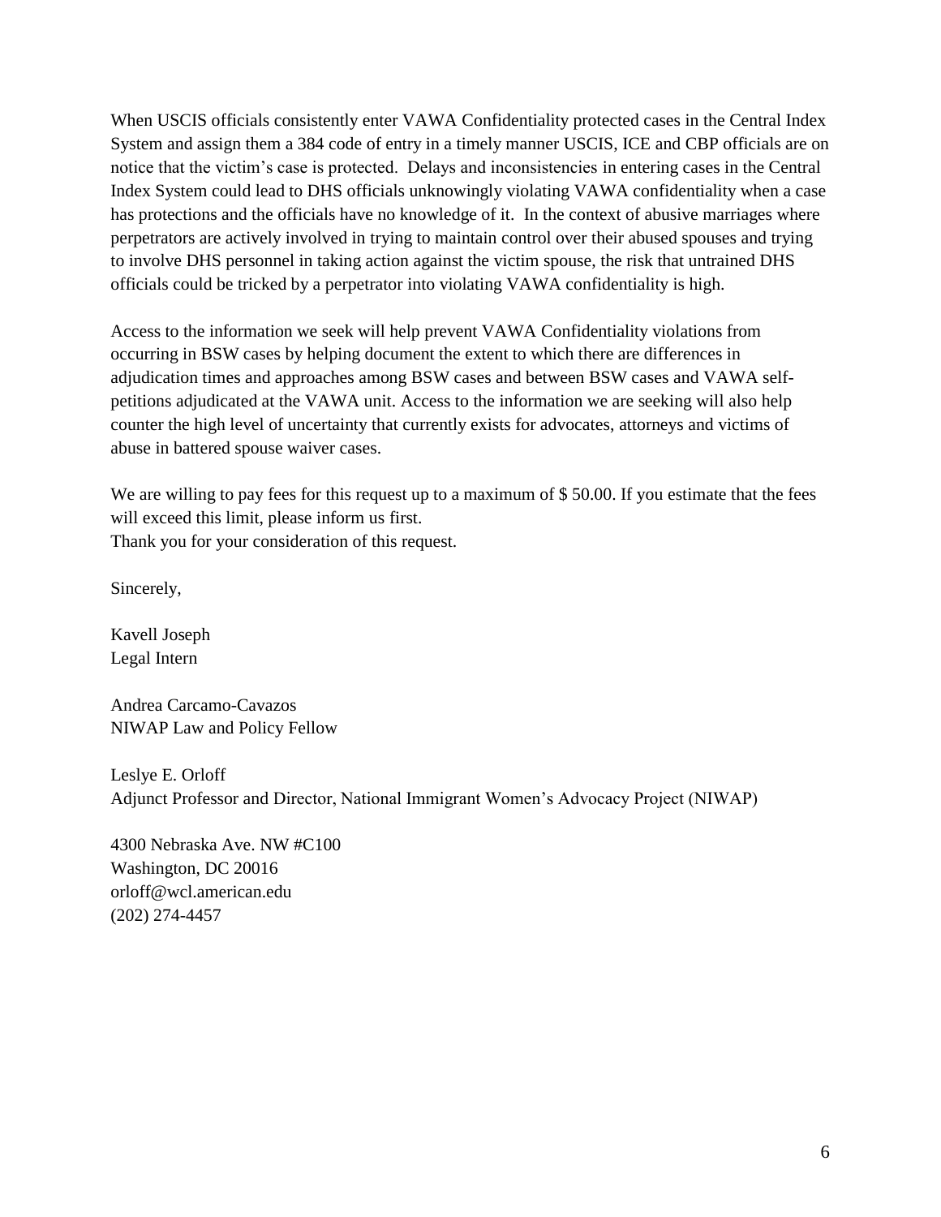When USCIS officials consistently enter VAWA Confidentiality protected cases in the Central Index System and assign them a 384 code of entry in a timely manner USCIS, ICE and CBP officials are on notice that the victim's case is protected. Delays and inconsistencies in entering cases in the Central Index System could lead to DHS officials unknowingly violating VAWA confidentiality when a case has protections and the officials have no knowledge of it. In the context of abusive marriages where perpetrators are actively involved in trying to maintain control over their abused spouses and trying to involve DHS personnel in taking action against the victim spouse, the risk that untrained DHS officials could be tricked by a perpetrator into violating VAWA confidentiality is high.

Access to the information we seek will help prevent VAWA Confidentiality violations from occurring in BSW cases by helping document the extent to which there are differences in adjudication times and approaches among BSW cases and between BSW cases and VAWA self-petitions adjudicated at the VAWA unit. Access to the information we are seeking will also help counter the high level of uncertainty that currently exists for advocates, attorneys and victims of abuse in battered spouse waiver cases.

We are willing to pay fees for this request up to a maximum of $ 50.00. If you estimate that the fees will exceed this limit, please inform us first.
Thank you for your consideration of this request.

Sincerely,

Kavell Joseph
Legal Intern

Andrea Carcamo-Cavazos
NIWAP Law and Policy Fellow

Leslye E. Orloff
Adjunct Professor and Director, National Immigrant Women's Advocacy Project (NIWAP)

4300 Nebraska Ave. NW #C100
Washington, DC 20016
orloff@wcl.american.edu
(202) 274-4457